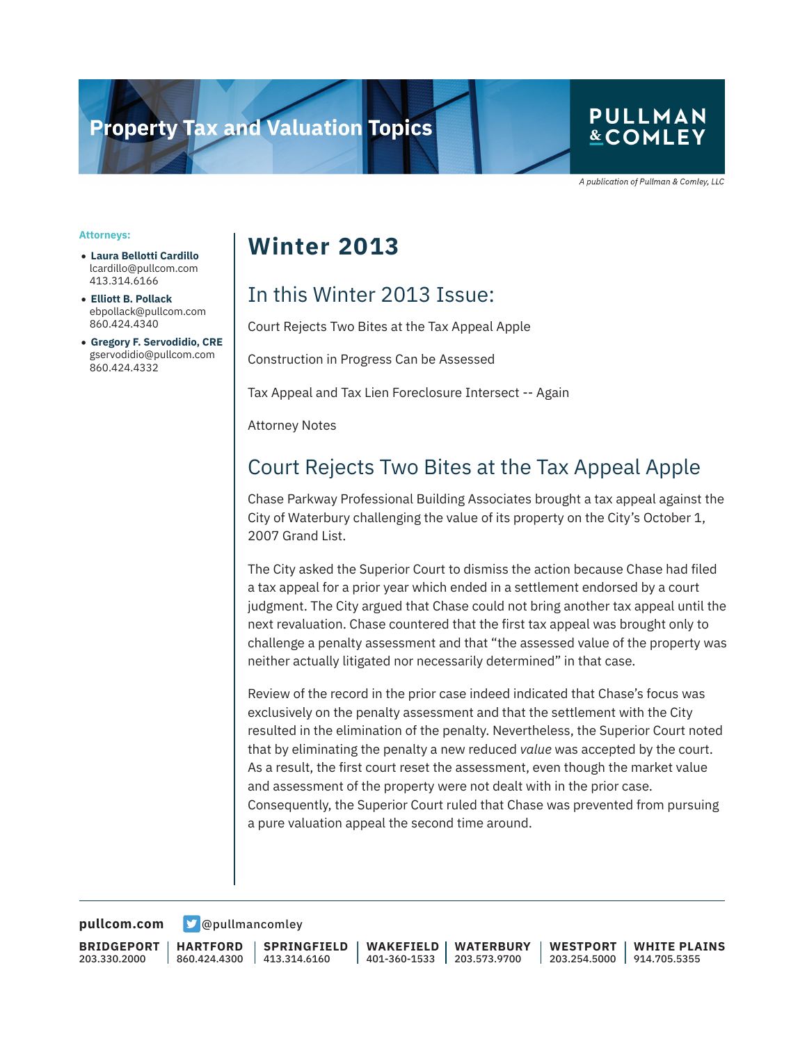# Property Tax and Valuation Topics

PULLMAN & COMLEY

*A publication of Pullman & Comley, LLC*

**Attorneys:**

- **Laura Bellotti Cardillo**
  lcardillo@pullcom.com
  413.314.6166
- **Elliott B. Pollack**
  ebpollack@pullcom.com
  860.424.4340
- **Gregory F. Servodidio, CRE**
  gservodidio@pullcom.com
  860.424.4332

# Winter 2013

## In this Winter 2013 Issue:

Court Rejects Two Bites at the Tax Appeal Apple

Construction in Progress Can be Assessed

Tax Appeal and Tax Lien Foreclosure Intersect -- Again

Attorney Notes

## Court Rejects Two Bites at the Tax Appeal Apple

Chase Parkway Professional Building Associates brought a tax appeal against the City of Waterbury challenging the value of its property on the City's October 1, 2007 Grand List.

The City asked the Superior Court to dismiss the action because Chase had filed a tax appeal for a prior year which ended in a settlement endorsed by a court judgment. The City argued that Chase could not bring another tax appeal until the next revaluation. Chase countered that the first tax appeal was brought only to challenge a penalty assessment and that "the assessed value of the property was neither actually litigated nor necessarily determined" in that case.

Review of the record in the prior case indeed indicated that Chase's focus was exclusively on the penalty assessment and that the settlement with the City resulted in the elimination of the penalty. Nevertheless, the Superior Court noted that by eliminating the penalty a new reduced *value* was accepted by the court. As a result, the first court reset the assessment, even though the market value and assessment of the property were not dealt with in the prior case. Consequently, the Superior Court ruled that Chase was prevented from pursuing a pure valuation appeal the second time around.

pullcom.com @pullmancomley

BRIDGEPORT 203.330.2000 | HARTFORD 860.424.4300 | SPRINGFIELD 413.314.6160 | WAKEFIELD 401-360-1533 | WATERBURY 203.573.9700 | WESTPORT 203.254.5000 | WHITE PLAINS 914.705.5355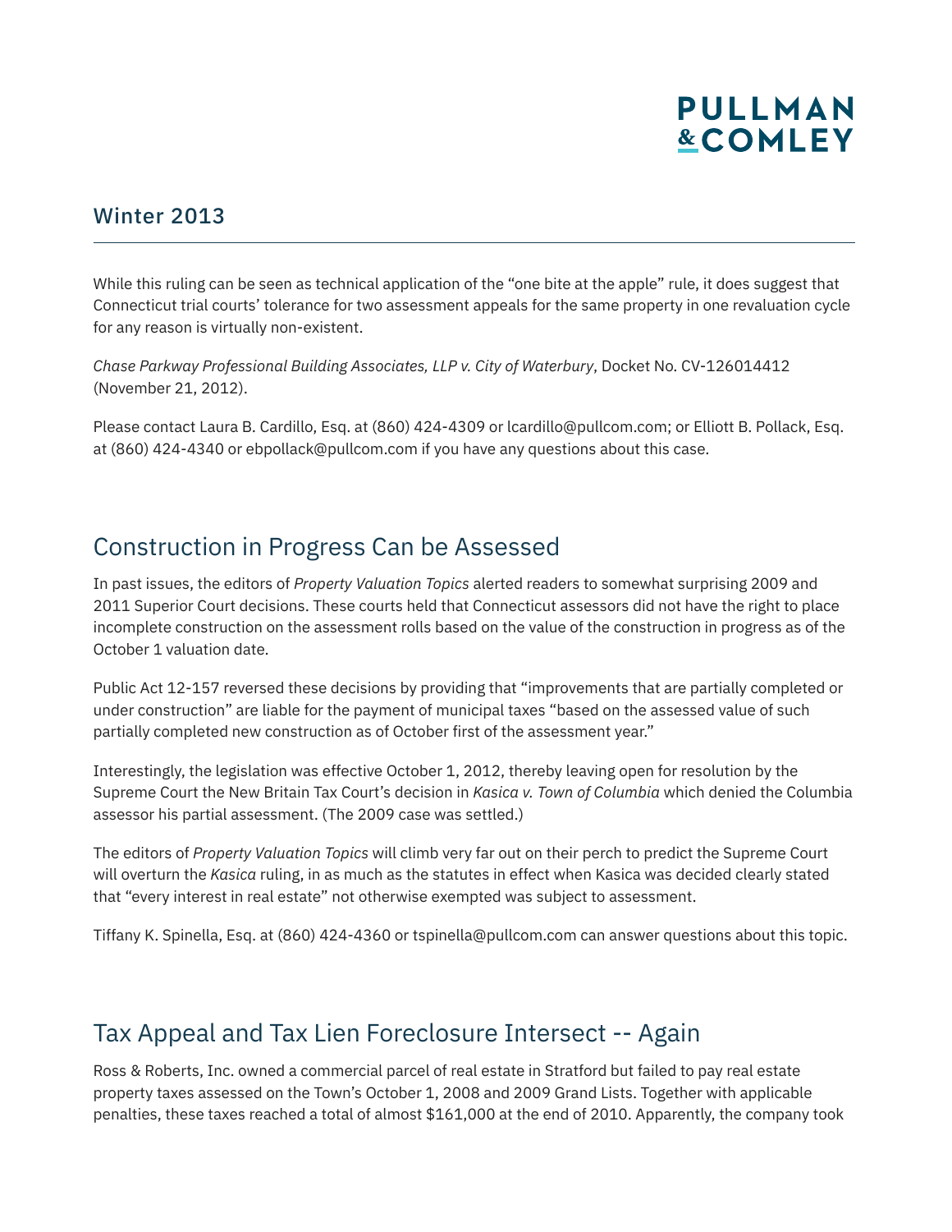## Winter 2013

While this ruling can be seen as technical application of the "one bite at the apple" rule, it does suggest that Connecticut trial courts' tolerance for two assessment appeals for the same property in one revaluation cycle for any reason is virtually non-existent.

*Chase Parkway Professional Building Associates, LLP v. City of Waterbury*, Docket No. CV-126014412 (November 21, 2012).

Please contact Laura B. Cardillo, Esq. at (860) 424-4309 or lcardillo@pullcom.com; or Elliott B. Pollack, Esq. at (860) 424-4340 or ebpollack@pullcom.com if you have any questions about this case.

## Construction in Progress Can be Assessed

In past issues, the editors of *Property Valuation Topics* alerted readers to somewhat surprising 2009 and 2011 Superior Court decisions. These courts held that Connecticut assessors did not have the right to place incomplete construction on the assessment rolls based on the value of the construction in progress as of the October 1 valuation date.

Public Act 12-157 reversed these decisions by providing that "improvements that are partially completed or under construction" are liable for the payment of municipal taxes "based on the assessed value of such partially completed new construction as of October first of the assessment year."

Interestingly, the legislation was effective October 1, 2012, thereby leaving open for resolution by the Supreme Court the New Britain Tax Court's decision in *Kasica v. Town of Columbia* which denied the Columbia assessor his partial assessment. (The 2009 case was settled.)

The editors of *Property Valuation Topics* will climb very far out on their perch to predict the Supreme Court will overturn the *Kasica* ruling, in as much as the statutes in effect when Kasica was decided clearly stated that "every interest in real estate" not otherwise exempted was subject to assessment.

Tiffany K. Spinella, Esq. at (860) 424-4360 or tspinella@pullcom.com can answer questions about this topic.

## Tax Appeal and Tax Lien Foreclosure Intersect -- Again

Ross & Roberts, Inc. owned a commercial parcel of real estate in Stratford but failed to pay real estate property taxes assessed on the Town's October 1, 2008 and 2009 Grand Lists. Together with applicable penalties, these taxes reached a total of almost $161,000 at the end of 2010. Apparently, the company took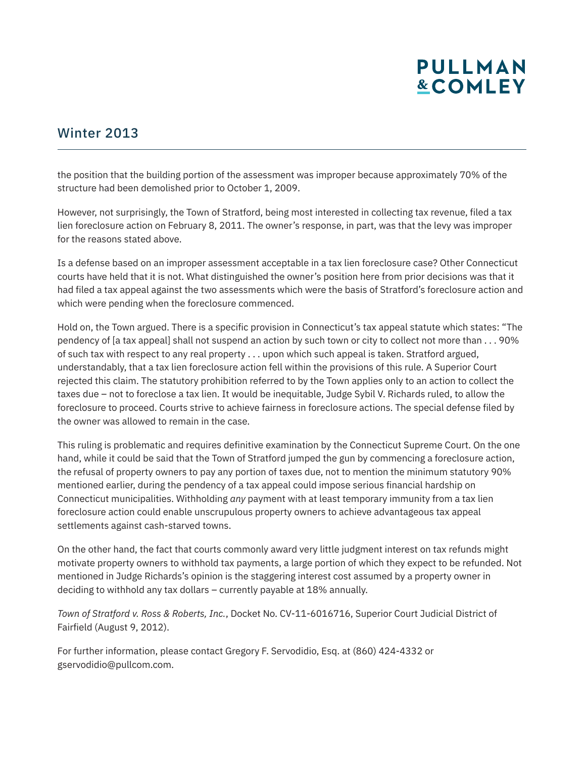the position that the building portion of the assessment was improper because approximately 70% of the structure had been demolished prior to October 1, 2009.

However, not surprisingly, the Town of Stratford, being most interested in collecting tax revenue, filed a tax lien foreclosure action on February 8, 2011. The owner's response, in part, was that the levy was improper for the reasons stated above.

Is a defense based on an improper assessment acceptable in a tax lien foreclosure case? Other Connecticut courts have held that it is not. What distinguished the owner's position here from prior decisions was that it had filed a tax appeal against the two assessments which were the basis of Stratford's foreclosure action and which were pending when the foreclosure commenced.

Hold on, the Town argued. There is a specific provision in Connecticut's tax appeal statute which states: "The pendency of [a tax appeal] shall not suspend an action by such town or city to collect not more than . . . 90% of such tax with respect to any real property . . . upon which such appeal is taken. Stratford argued, understandably, that a tax lien foreclosure action fell within the provisions of this rule. A Superior Court rejected this claim. The statutory prohibition referred to by the Town applies only to an action to collect the taxes due – not to foreclose a tax lien. It would be inequitable, Judge Sybil V. Richards ruled, to allow the foreclosure to proceed. Courts strive to achieve fairness in foreclosure actions. The special defense filed by the owner was allowed to remain in the case.

This ruling is problematic and requires definitive examination by the Connecticut Supreme Court. On the one hand, while it could be said that the Town of Stratford jumped the gun by commencing a foreclosure action, the refusal of property owners to pay any portion of taxes due, not to mention the minimum statutory 90% mentioned earlier, during the pendency of a tax appeal could impose serious financial hardship on Connecticut municipalities. Withholding *any* payment with at least temporary immunity from a tax lien foreclosure action could enable unscrupulous property owners to achieve advantageous tax appeal settlements against cash-starved towns.

On the other hand, the fact that courts commonly award very little judgment interest on tax refunds might motivate property owners to withhold tax payments, a large portion of which they expect to be refunded. Not mentioned in Judge Richards's opinion is the staggering interest cost assumed by a property owner in deciding to withhold any tax dollars – currently payable at 18% annually.

*Town of Stratford v. Ross & Roberts, Inc.*, Docket No. CV-11-6016716, Superior Court Judicial District of Fairfield (August 9, 2012).

For further information, please contact Gregory F. Servodidio, Esq. at (860) 424-4332 or gservodidio@pullcom.com.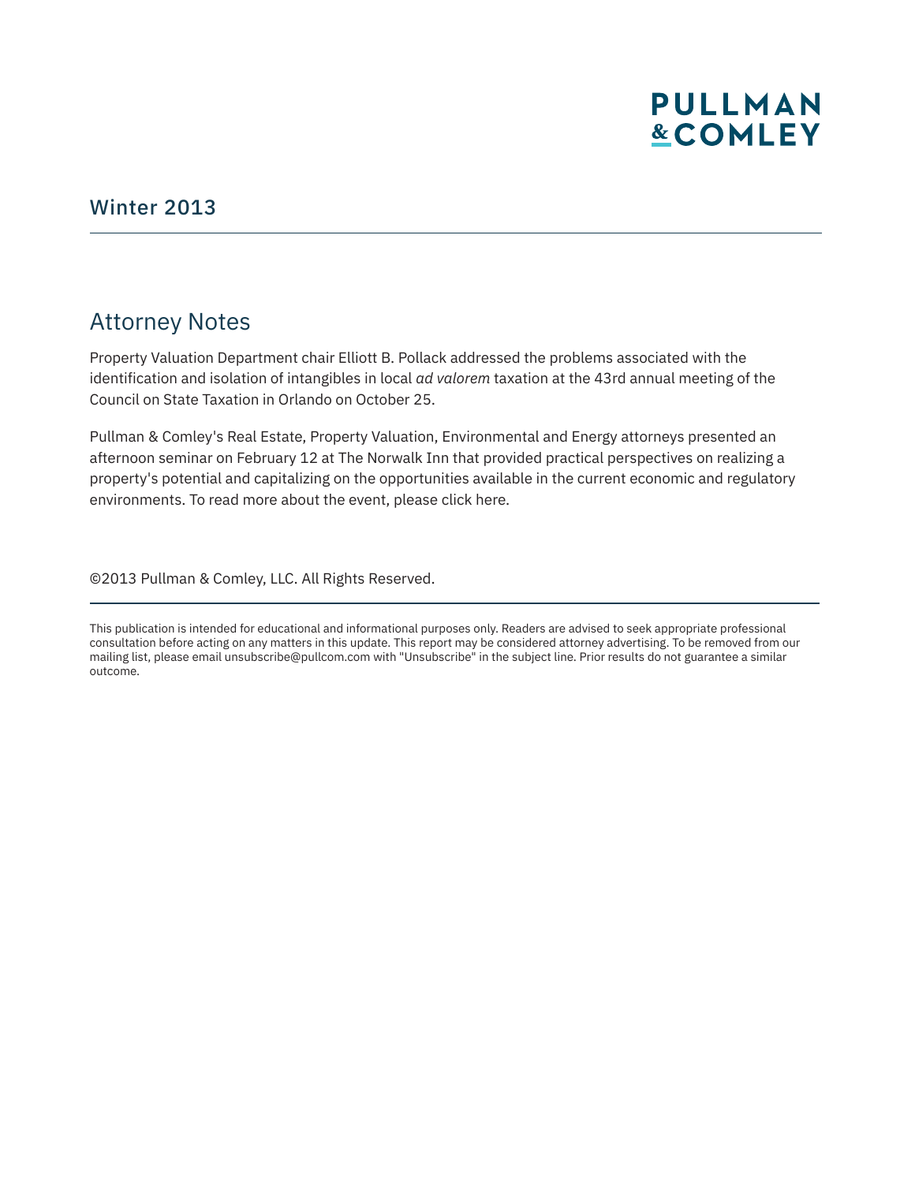PULLMAN & COMLEY

Winter 2013

## Attorney Notes

Property Valuation Department chair Elliott B. Pollack addressed the problems associated with the identification and isolation of intangibles in local *ad valorem* taxation at the 43rd annual meeting of the Council on State Taxation in Orlando on October 25.

Pullman & Comley's Real Estate, Property Valuation, Environmental and Energy attorneys presented an afternoon seminar on February 12 at The Norwalk Inn that provided practical perspectives on realizing a property's potential and capitalizing on the opportunities available in the current economic and regulatory environments. To read more about the event, please click here.

©2013 Pullman & Comley, LLC. All Rights Reserved.

---

This publication is intended for educational and informational purposes only. Readers are advised to seek appropriate professional consultation before acting on any matters in this update. This report may be considered attorney advertising. To be removed from our mailing list, please email unsubscribe@pullcom.com with "Unsubscribe" in the subject line. Prior results do not guarantee a similar outcome.